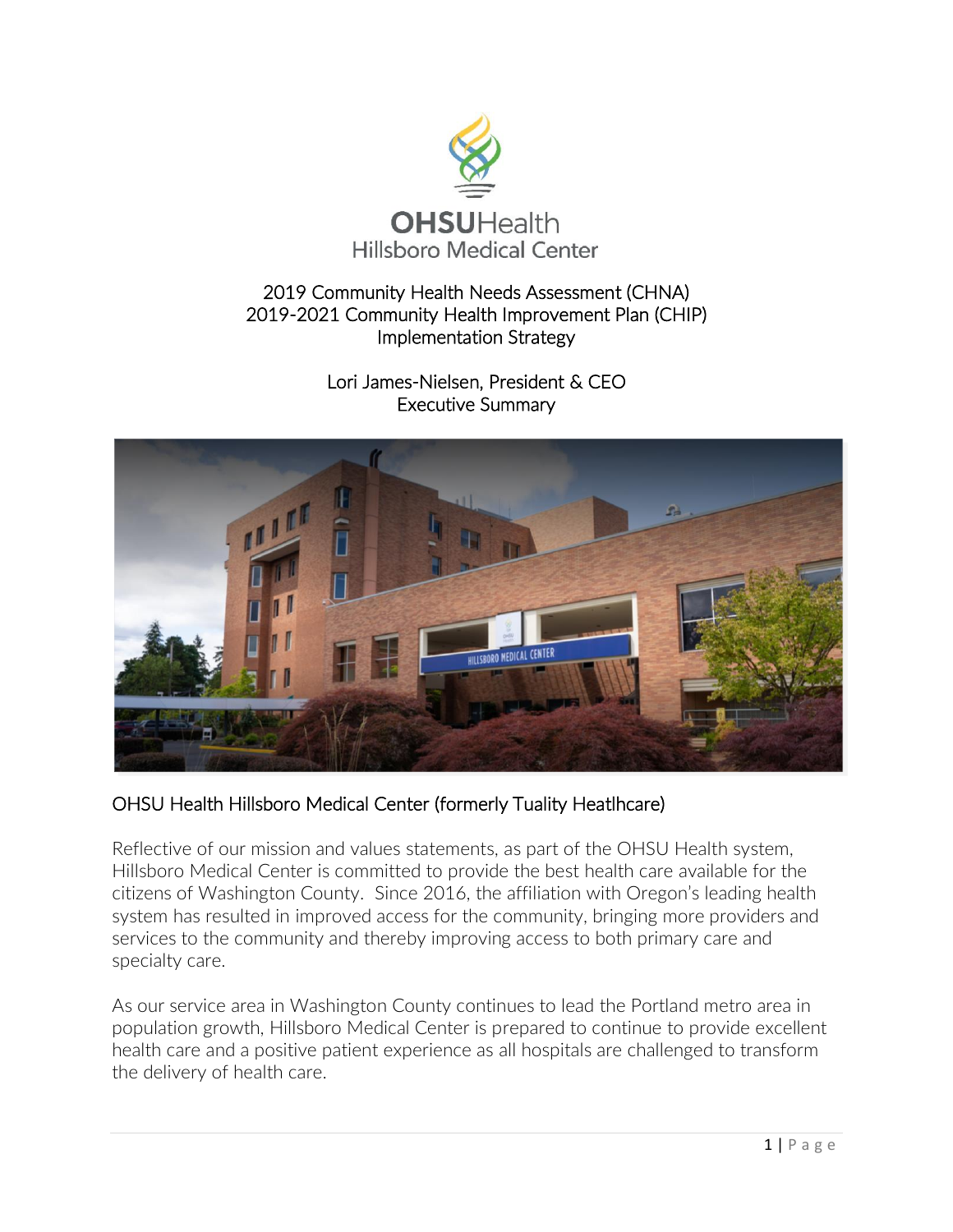OHSUHealth
Hillsboro Medical Center

# 2019 Community Health Needs Assessment (CHNA)
# 2019-2021 Community Health Improvement Plan (CHIP)
# Implementation Strategy

Lori James-Nielsen, President & CEO
Executive Summary

## OHSU Health Hillsboro Medical Center (formerly Tuality Heatlhcare)

Reflective of our mission and values statements, as part of the OHSU Health system, Hillsboro Medical Center is committed to provide the best health care available for the citizens of Washington County. Since 2016, the affiliation with Oregon's leading health system has resulted in improved access for the community, bringing more providers and services to the community and thereby improving access to both primary care and specialty care.

As our service area in Washington County continues to lead the Portland metro area in population growth, Hillsboro Medical Center is prepared to continue to provide excellent health care and a positive patient experience as all hospitals are challenged to transform the delivery of health care.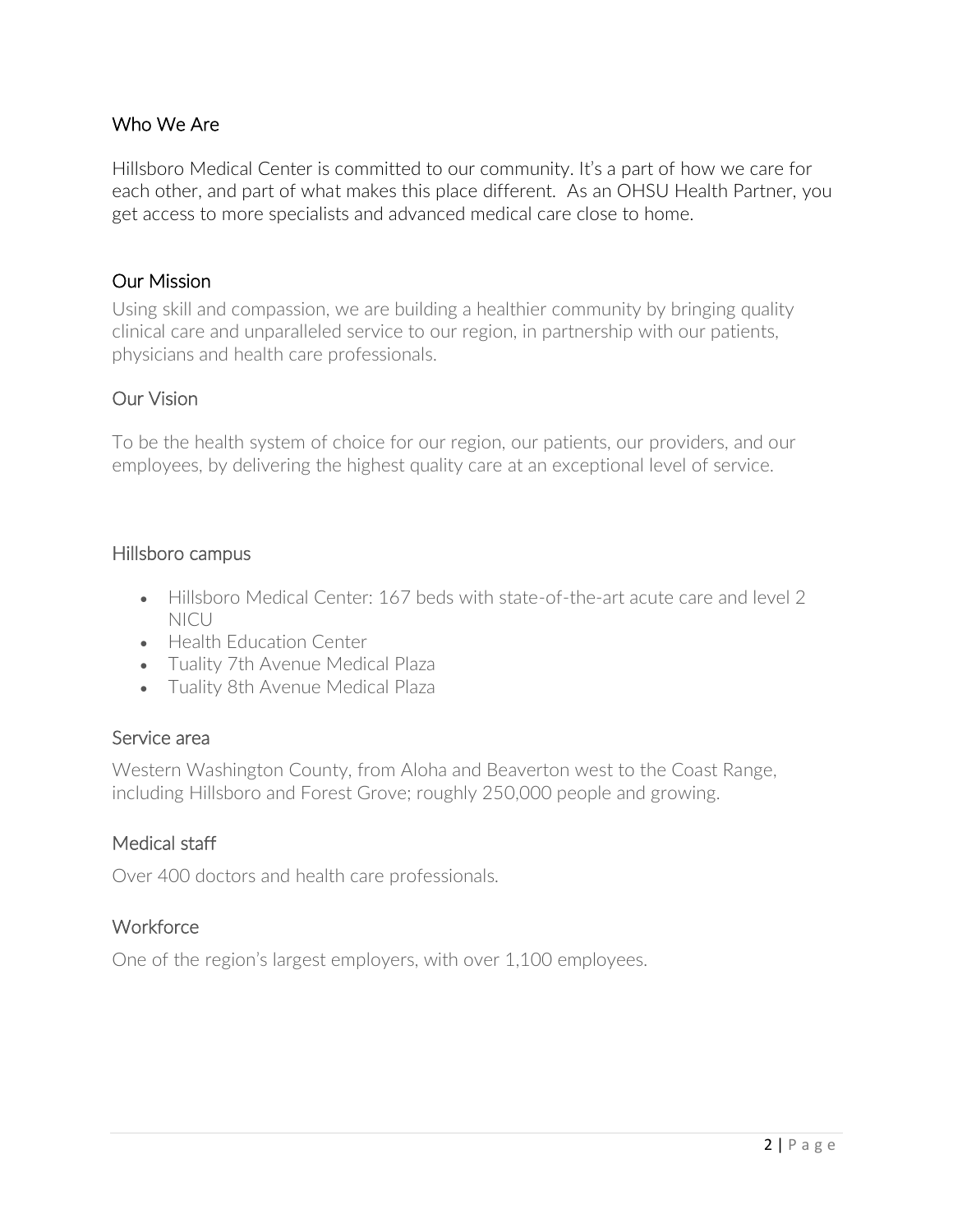## Who We Are

Hillsboro Medical Center is committed to our community. It's a part of how we care for each other, and part of what makes this place different. As an OHSU Health Partner, you get access to more specialists and advanced medical care close to home.

## Our Mission

Using skill and compassion, we are building a healthier community by bringing quality clinical care and unparalleled service to our region, in partnership with our patients, physicians and health care professionals.

## Our Vision

To be the health system of choice for our region, our patients, our providers, and our employees, by delivering the highest quality care at an exceptional level of service.

## Hillsboro campus

- Hillsboro Medical Center: 167 beds with state-of-the-art acute care and level 2 NICU
- Health Education Center
- Tuality 7th Avenue Medical Plaza
- Tuality 8th Avenue Medical Plaza

## Service area

Western Washington County, from Aloha and Beaverton west to the Coast Range, including Hillsboro and Forest Grove; roughly 250,000 people and growing.

## Medical staff

Over 400 doctors and health care professionals.

## Workforce

One of the region's largest employers, with over 1,100 employees.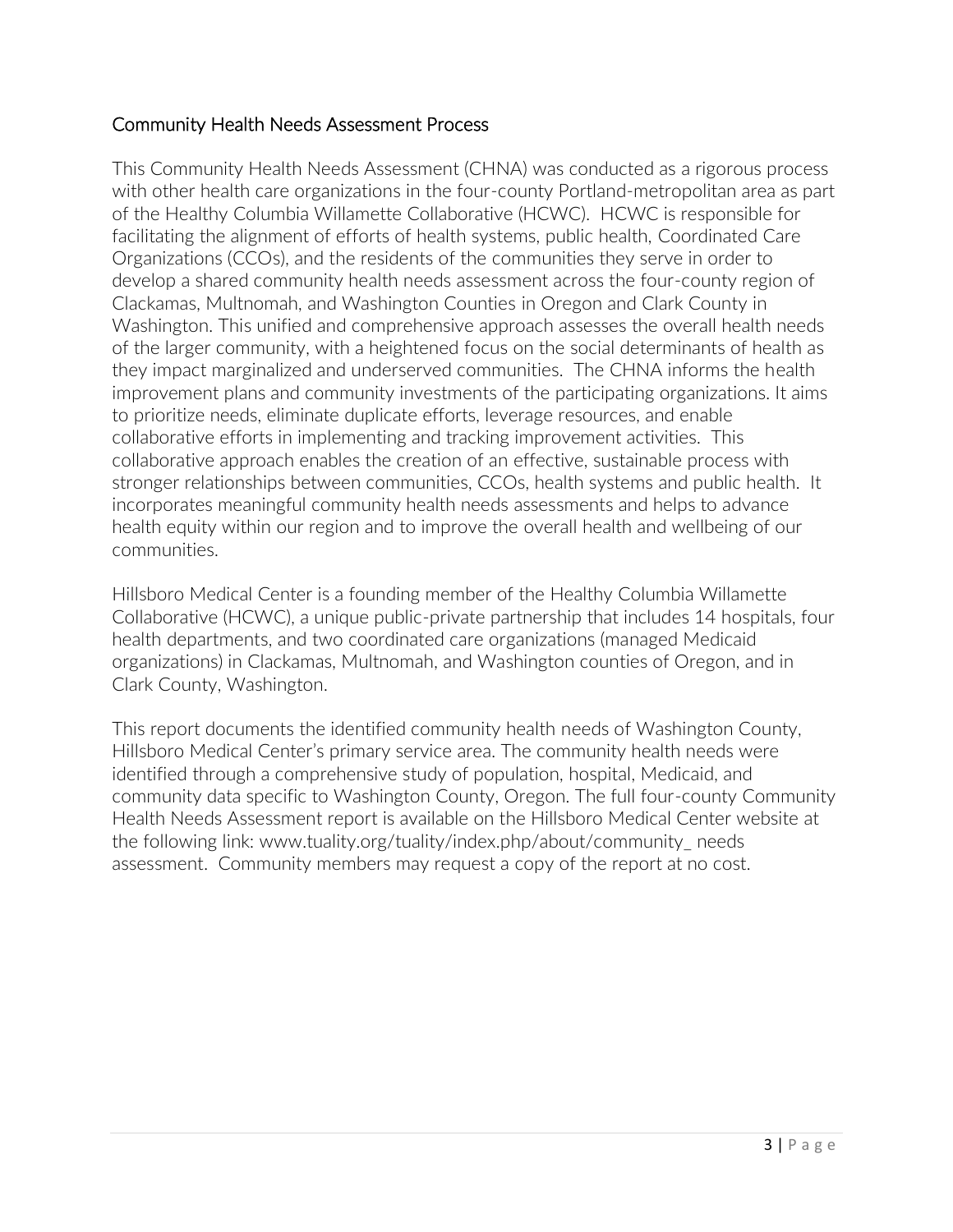## Community Health Needs Assessment Process

This Community Health Needs Assessment (CHNA) was conducted as a rigorous process with other health care organizations in the four-county Portland-metropolitan area as part of the Healthy Columbia Willamette Collaborative (HCWC). HCWC is responsible for facilitating the alignment of efforts of health systems, public health, Coordinated Care Organizations (CCOs), and the residents of the communities they serve in order to develop a shared community health needs assessment across the four-county region of Clackamas, Multnomah, and Washington Counties in Oregon and Clark County in Washington. This unified and comprehensive approach assesses the overall health needs of the larger community, with a heightened focus on the social determinants of health as they impact marginalized and underserved communities. The CHNA informs the health improvement plans and community investments of the participating organizations. It aims to prioritize needs, eliminate duplicate efforts, leverage resources, and enable collaborative efforts in implementing and tracking improvement activities. This collaborative approach enables the creation of an effective, sustainable process with stronger relationships between communities, CCOs, health systems and public health. It incorporates meaningful community health needs assessments and helps to advance health equity within our region and to improve the overall health and wellbeing of our communities.

Hillsboro Medical Center is a founding member of the Healthy Columbia Willamette Collaborative (HCWC), a unique public-private partnership that includes 14 hospitals, four health departments, and two coordinated care organizations (managed Medicaid organizations) in Clackamas, Multnomah, and Washington counties of Oregon, and in Clark County, Washington.

This report documents the identified community health needs of Washington County, Hillsboro Medical Center's primary service area. The community health needs were identified through a comprehensive study of population, hospital, Medicaid, and community data specific to Washington County, Oregon. The full four-county Community Health Needs Assessment report is available on the Hillsboro Medical Center website at the following link: www.tuality.org/tuality/index.php/about/community_ needs assessment. Community members may request a copy of the report at no cost.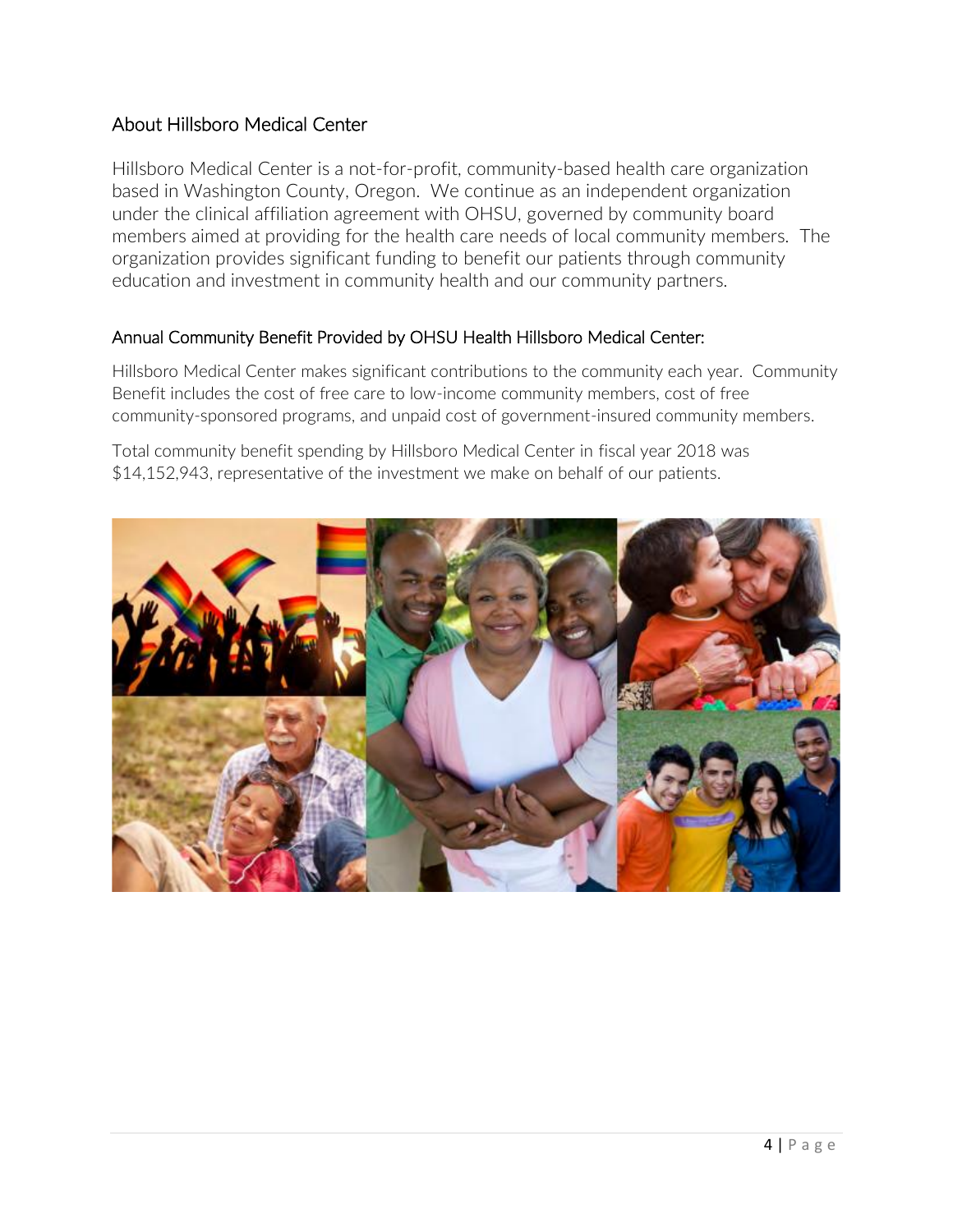## About Hillsboro Medical Center

Hillsboro Medical Center is a not-for-profit, community-based health care organization based in Washington County, Oregon. We continue as an independent organization under the clinical affiliation agreement with OHSU, governed by community board members aimed at providing for the health care needs of local community members. The organization provides significant funding to benefit our patients through community education and investment in community health and our community partners.

### Annual Community Benefit Provided by OHSU Health Hillsboro Medical Center:

Hillsboro Medical Center makes significant contributions to the community each year. Community Benefit includes the cost of free care to low-income community members, cost of free community-sponsored programs, and unpaid cost of government-insured community members.

Total community benefit spending by Hillsboro Medical Center in fiscal year 2018 was $14,152,943, representative of the investment we make on behalf of our patients.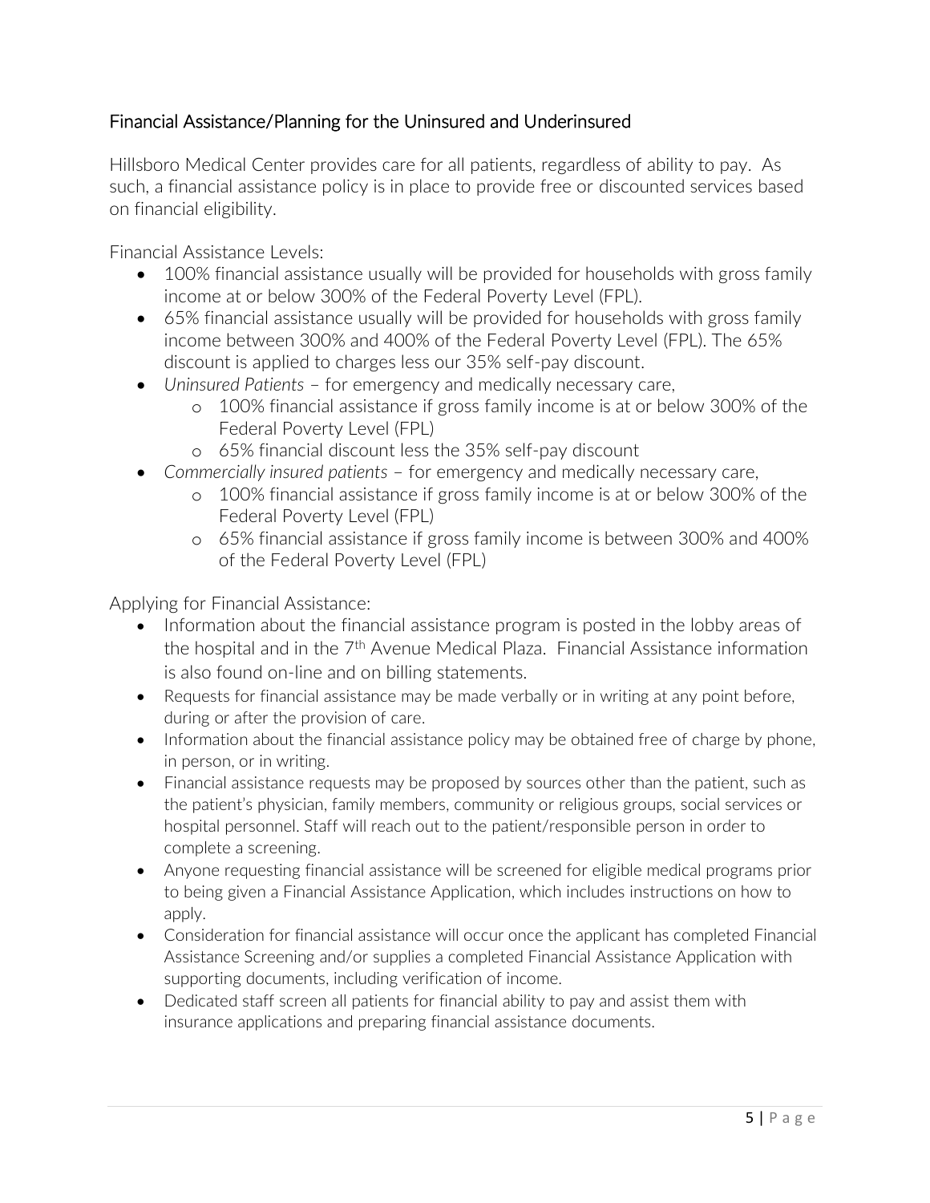## Financial Assistance/Planning for the Uninsured and Underinsured

Hillsboro Medical Center provides care for all patients, regardless of ability to pay. As such, a financial assistance policy is in place to provide free or discounted services based on financial eligibility.

Financial Assistance Levels:

- 100% financial assistance usually will be provided for households with gross family income at or below 300% of the Federal Poverty Level (FPL).
- 65% financial assistance usually will be provided for households with gross family income between 300% and 400% of the Federal Poverty Level (FPL). The 65% discount is applied to charges less our 35% self-pay discount.
- *Uninsured Patients* – for emergency and medically necessary care,
    - 100% financial assistance if gross family income is at or below 300% of the Federal Poverty Level (FPL)
    - 65% financial discount less the 35% self-pay discount
- *Commercially insured patients* – for emergency and medically necessary care,
    - 100% financial assistance if gross family income is at or below 300% of the Federal Poverty Level (FPL)
    - 65% financial assistance if gross family income is between 300% and 400% of the Federal Poverty Level (FPL)

Applying for Financial Assistance:

- Information about the financial assistance program is posted in the lobby areas of the hospital and in the 7th Avenue Medical Plaza. Financial Assistance information is also found on-line and on billing statements.
- Requests for financial assistance may be made verbally or in writing at any point before, during or after the provision of care.
- Information about the financial assistance policy may be obtained free of charge by phone, in person, or in writing.
- Financial assistance requests may be proposed by sources other than the patient, such as the patient's physician, family members, community or religious groups, social services or hospital personnel. Staff will reach out to the patient/responsible person in order to complete a screening.
- Anyone requesting financial assistance will be screened for eligible medical programs prior to being given a Financial Assistance Application, which includes instructions on how to apply.
- Consideration for financial assistance will occur once the applicant has completed Financial Assistance Screening and/or supplies a completed Financial Assistance Application with supporting documents, including verification of income.
- Dedicated staff screen all patients for financial ability to pay and assist them with insurance applications and preparing financial assistance documents.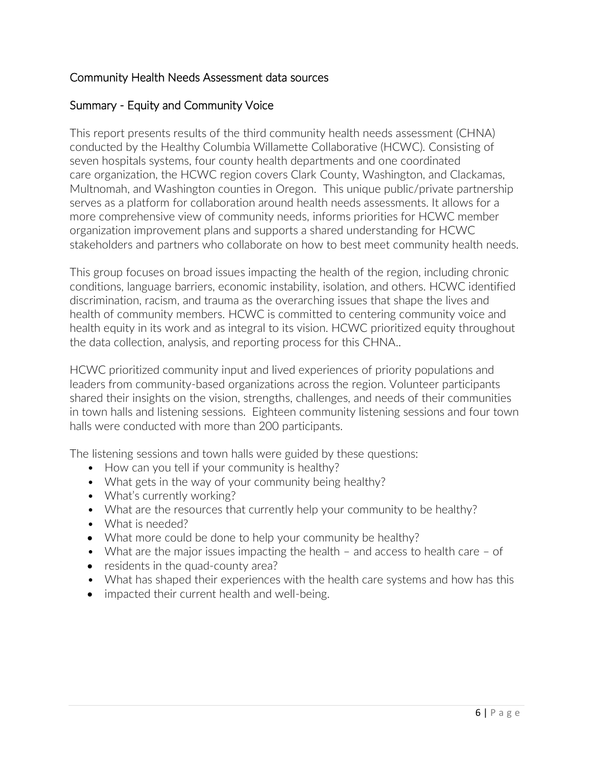## Community Health Needs Assessment data sources

## Summary - Equity and Community Voice

This report presents results of the third community health needs assessment (CHNA) conducted by the Healthy Columbia Willamette Collaborative (HCWC). Consisting of seven hospitals systems, four county health departments and one coordinated care organization, the HCWC region covers Clark County, Washington, and Clackamas, Multnomah, and Washington counties in Oregon. This unique public/private partnership serves as a platform for collaboration around health needs assessments. It allows for a more comprehensive view of community needs, informs priorities for HCWC member organization improvement plans and supports a shared understanding for HCWC stakeholders and partners who collaborate on how to best meet community health needs.

This group focuses on broad issues impacting the health of the region, including chronic conditions, language barriers, economic instability, isolation, and others. HCWC identified discrimination, racism, and trauma as the overarching issues that shape the lives and health of community members. HCWC is committed to centering community voice and health equity in its work and as integral to its vision. HCWC prioritized equity throughout the data collection, analysis, and reporting process for this CHNA..

HCWC prioritized community input and lived experiences of priority populations and leaders from community-based organizations across the region. Volunteer participants shared their insights on the vision, strengths, challenges, and needs of their communities in town halls and listening sessions. Eighteen community listening sessions and four town halls were conducted with more than 200 participants.

The listening sessions and town halls were guided by these questions:

- How can you tell if your community is healthy?
- What gets in the way of your community being healthy?
- What's currently working?
- What are the resources that currently help your community to be healthy?
- What is needed?
- What more could be done to help your community be healthy?
- What are the major issues impacting the health – and access to health care – of
- residents in the quad-county area?
- What has shaped their experiences with the health care systems and how has this
- impacted their current health and well-being.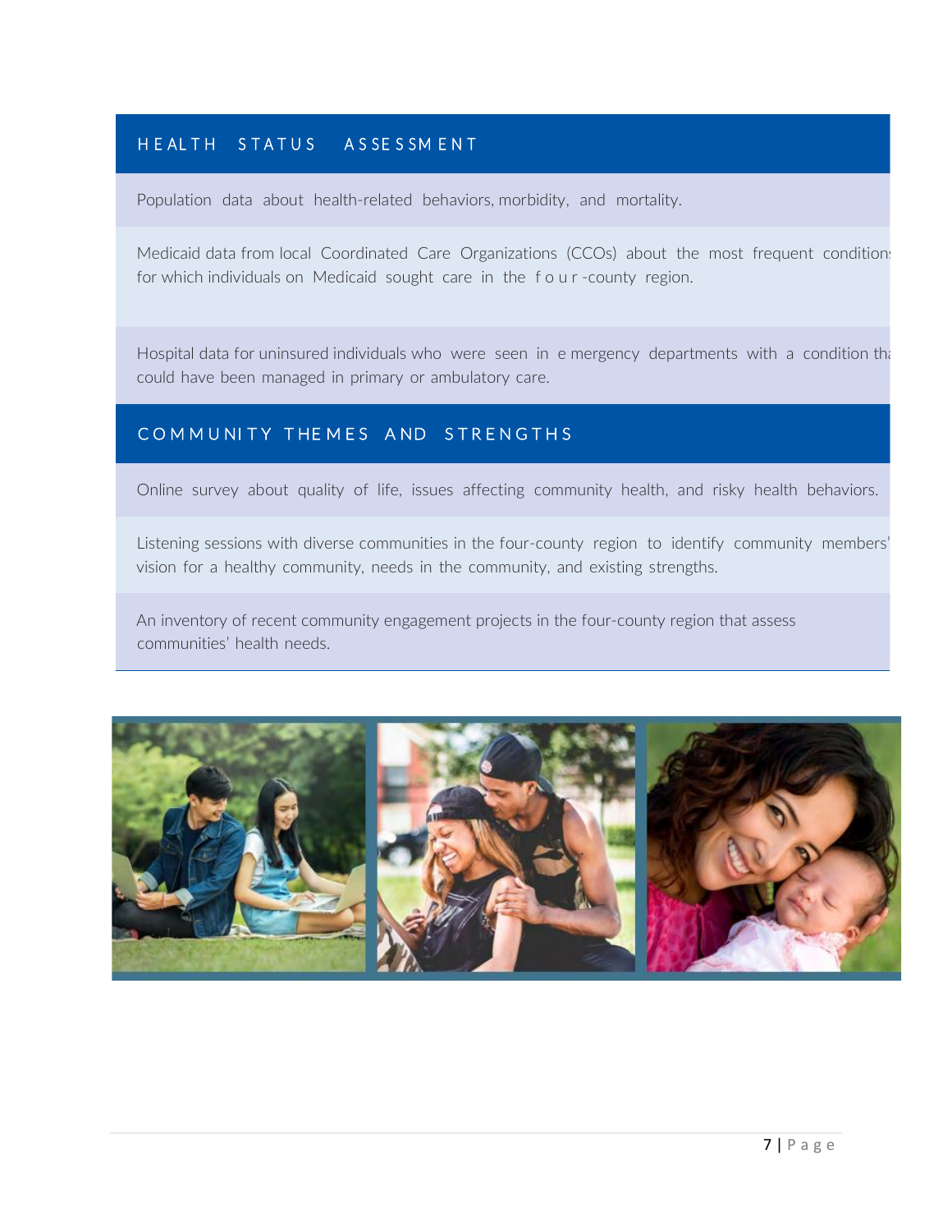## HEALTH STATUS ASSESSMENT

Population data about health-related behaviors, morbidity, and mortality.

Medicaid data from local Coordinated Care Organizations (CCOs) about the most frequent conditions for which individuals on Medicaid sought care in the four-county region.

Hospital data for uninsured individuals who were seen in emergency departments with a condition that could have been managed in primary or ambulatory care.

## COMMUNITY THEMES AND STRENGTHS

Online survey about quality of life, issues affecting community health, and risky health behaviors.

Listening sessions with diverse communities in the four-county region to identify community members' vision for a healthy community, needs in the community, and existing strengths.

An inventory of recent community engagement projects in the four-county region that assess communities' health needs.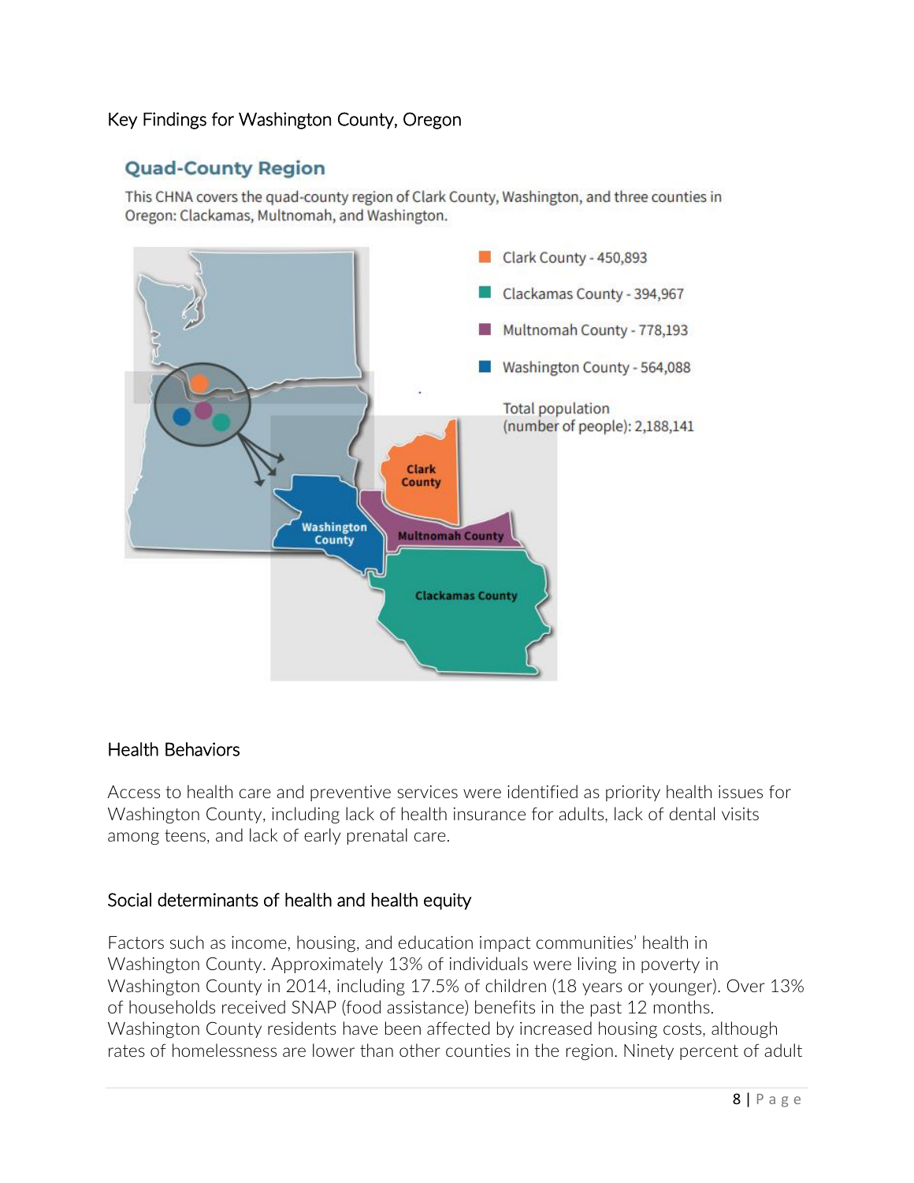Key Findings for Washington County, Oregon

## Quad-County Region

This CHNA covers the quad-county region of Clark County, Washington, and three counties in Oregon: Clackamas, Multnomah, and Washington.

- Clark County - 450,893
- Clackamas County - 394,967
- Multnomah County - 778,193
- Washington County - 564,088

Total population (number of people): 2,188,141

## Health Behaviors

Access to health care and preventive services were identified as priority health issues for Washington County, including lack of health insurance for adults, lack of dental visits among teens, and lack of early prenatal care.

## Social determinants of health and health equity

Factors such as income, housing, and education impact communities' health in Washington County. Approximately 13% of individuals were living in poverty in Washington County in 2014, including 17.5% of children (18 years or younger). Over 13% of households received SNAP (food assistance) benefits in the past 12 months. Washington County residents have been affected by increased housing costs, although rates of homelessness are lower than other counties in the region. Ninety percent of adult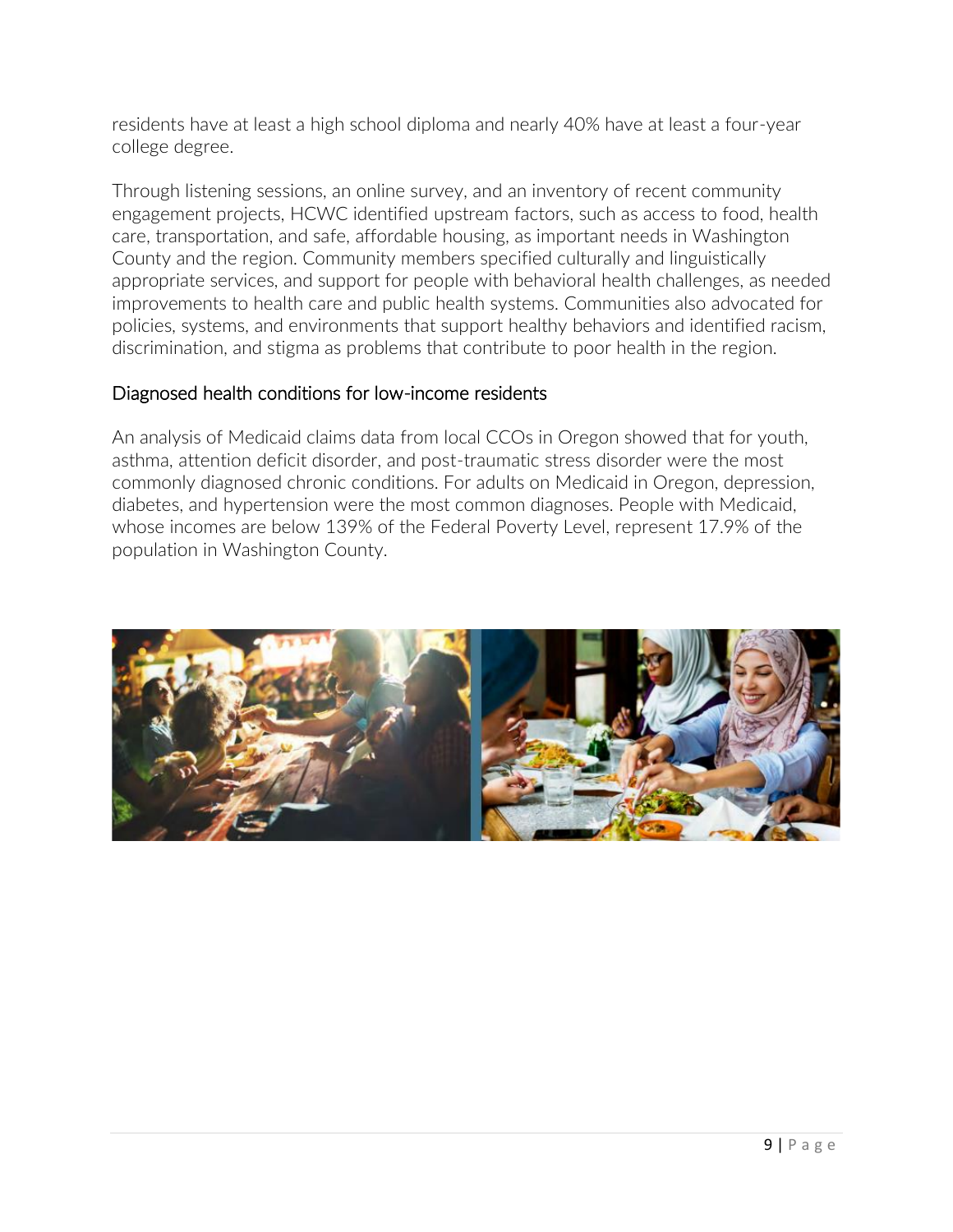residents have at least a high school diploma and nearly 40% have at least a four-year college degree.

Through listening sessions, an online survey, and an inventory of recent community engagement projects, HCWC identified upstream factors, such as access to food, health care, transportation, and safe, affordable housing, as important needs in Washington County and the region. Community members specified culturally and linguistically appropriate services, and support for people with behavioral health challenges, as needed improvements to health care and public health systems. Communities also advocated for policies, systems, and environments that support healthy behaviors and identified racism, discrimination, and stigma as problems that contribute to poor health in the region.

### Diagnosed health conditions for low-income residents

An analysis of Medicaid claims data from local CCOs in Oregon showed that for youth, asthma, attention deficit disorder, and post-traumatic stress disorder were the most commonly diagnosed chronic conditions. For adults on Medicaid in Oregon, depression, diabetes, and hypertension were the most common diagnoses. People with Medicaid, whose incomes are below 139% of the Federal Poverty Level, represent 17.9% of the population in Washington County.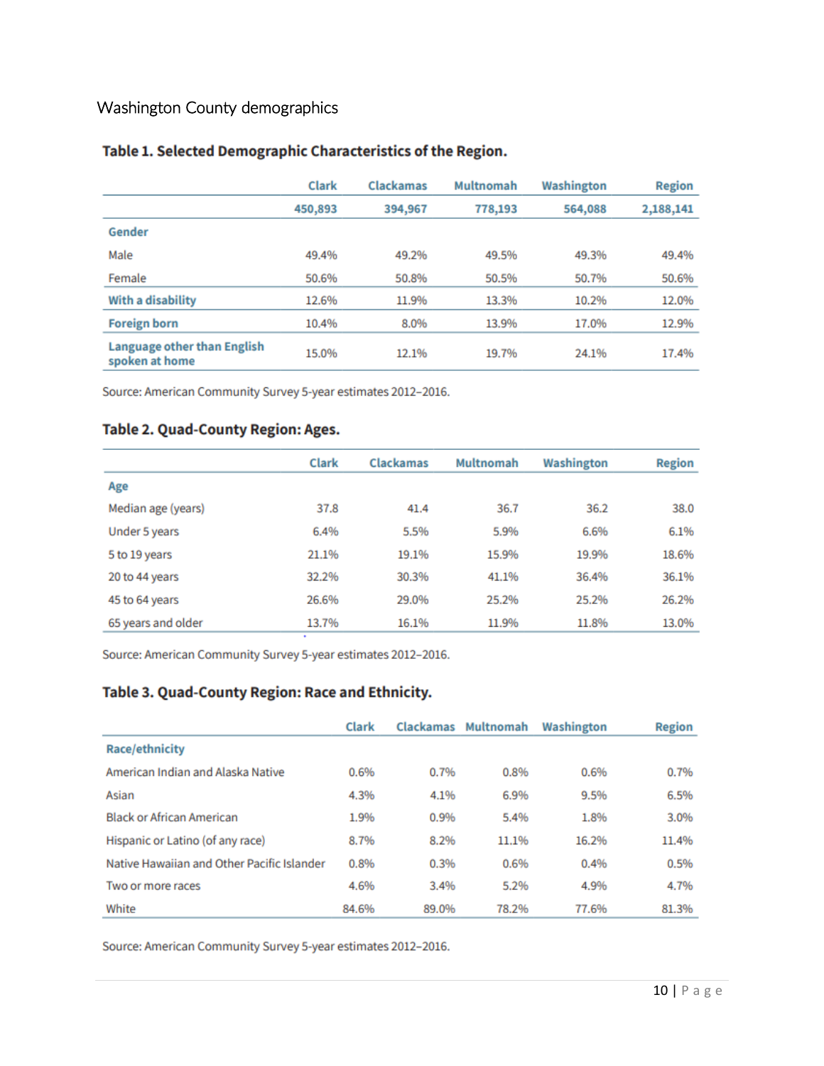## Washington County demographics

### Table 1. Selected Demographic Characteristics of the Region.

| | Clark | Clackamas | Multnomah | Washington | Region |
|---|---|---|---|---|---|
| | **450,893** | **394,967** | **778,193** | **564,088** | **2,188,141** |
| **Gender** | | | | | |
| Male | 49.4% | 49.2% | 49.5% | 49.3% | 49.4% |
| Female | 50.6% | 50.8% | 50.5% | 50.7% | 50.6% |
| **With a disability** | 12.6% | 11.9% | 13.3% | 10.2% | 12.0% |
| **Foreign born** | 10.4% | 8.0% | 13.9% | 17.0% | 12.9% |
| **Language other than English spoken at home** | 15.0% | 12.1% | 19.7% | 24.1% | 17.4% |

Source: American Community Survey 5-year estimates 2012–2016.

### Table 2. Quad-County Region: Ages.

| | Clark | Clackamas | Multnomah | Washington | Region |
|---|---|---|---|---|---|
| **Age** | | | | | |
| Median age (years) | 37.8 | 41.4 | 36.7 | 36.2 | 38.0 |
| Under 5 years | 6.4% | 5.5% | 5.9% | 6.6% | 6.1% |
| 5 to 19 years | 21.1% | 19.1% | 15.9% | 19.9% | 18.6% |
| 20 to 44 years | 32.2% | 30.3% | 41.1% | 36.4% | 36.1% |
| 45 to 64 years | 26.6% | 29.0% | 25.2% | 25.2% | 26.2% |
| 65 years and older | 13.7% | 16.1% | 11.9% | 11.8% | 13.0% |

Source: American Community Survey 5-year estimates 2012–2016.

### Table 3. Quad-County Region: Race and Ethnicity.

| | Clark | Clackamas | Multnomah | Washington | Region |
|---|---|---|---|---|---|
| **Race/ethnicity** | | | | | |
| American Indian and Alaska Native | 0.6% | 0.7% | 0.8% | 0.6% | 0.7% |
| Asian | 4.3% | 4.1% | 6.9% | 9.5% | 6.5% |
| Black or African American | 1.9% | 0.9% | 5.4% | 1.8% | 3.0% |
| Hispanic or Latino (of any race) | 8.7% | 8.2% | 11.1% | 16.2% | 11.4% |
| Native Hawaiian and Other Pacific Islander | 0.8% | 0.3% | 0.6% | 0.4% | 0.5% |
| Two or more races | 4.6% | 3.4% | 5.2% | 4.9% | 4.7% |
| White | 84.6% | 89.0% | 78.2% | 77.6% | 81.3% |

Source: American Community Survey 5-year estimates 2012–2016.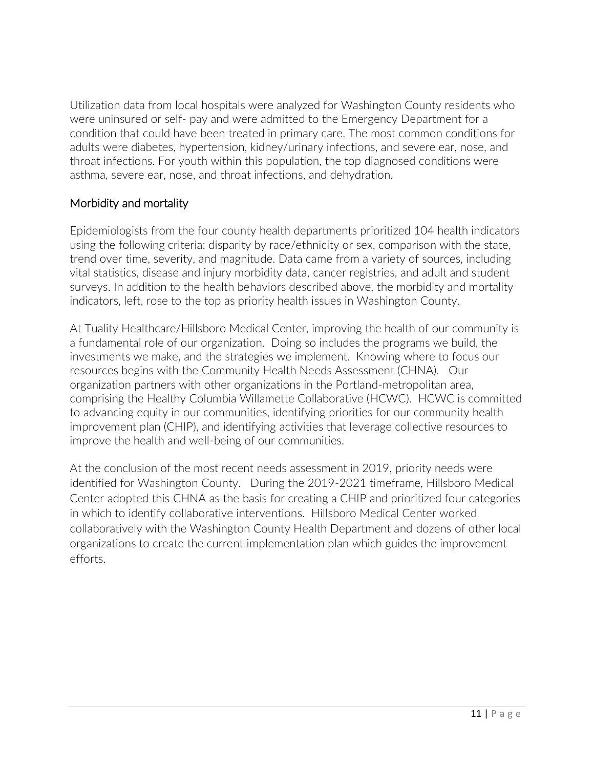Utilization data from local hospitals were analyzed for Washington County residents who were uninsured or self- pay and were admitted to the Emergency Department for a condition that could have been treated in primary care. The most common conditions for adults were diabetes, hypertension, kidney/urinary infections, and severe ear, nose, and throat infections. For youth within this population, the top diagnosed conditions were asthma, severe ear, nose, and throat infections, and dehydration.

## Morbidity and mortality

Epidemiologists from the four county health departments prioritized 104 health indicators using the following criteria: disparity by race/ethnicity or sex, comparison with the state, trend over time, severity, and magnitude. Data came from a variety of sources, including vital statistics, disease and injury morbidity data, cancer registries, and adult and student surveys. In addition to the health behaviors described above, the morbidity and mortality indicators, left, rose to the top as priority health issues in Washington County.

At Tuality Healthcare/Hillsboro Medical Center, improving the health of our community is a fundamental role of our organization. Doing so includes the programs we build, the investments we make, and the strategies we implement. Knowing where to focus our resources begins with the Community Health Needs Assessment (CHNA). Our organization partners with other organizations in the Portland-metropolitan area, comprising the Healthy Columbia Willamette Collaborative (HCWC). HCWC is committed to advancing equity in our communities, identifying priorities for our community health improvement plan (CHIP), and identifying activities that leverage collective resources to improve the health and well-being of our communities.

At the conclusion of the most recent needs assessment in 2019, priority needs were identified for Washington County. During the 2019-2021 timeframe, Hillsboro Medical Center adopted this CHNA as the basis for creating a CHIP and prioritized four categories in which to identify collaborative interventions. Hillsboro Medical Center worked collaboratively with the Washington County Health Department and dozens of other local organizations to create the current implementation plan which guides the improvement efforts.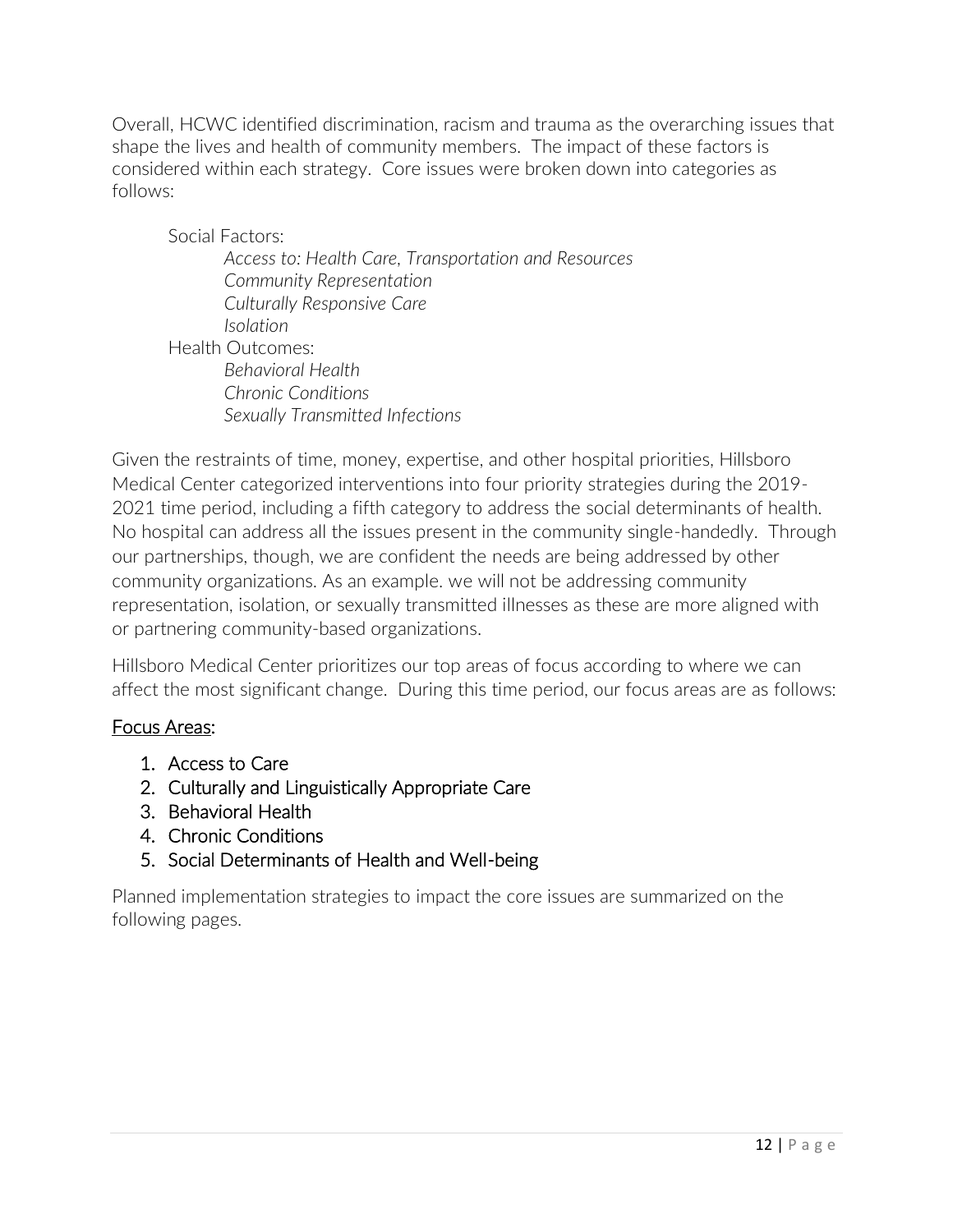Overall, HCWC identified discrimination, racism and trauma as the overarching issues that shape the lives and health of community members. The impact of these factors is considered within each strategy. Core issues were broken down into categories as follows:

Social Factors:
- *Access to: Health Care, Transportation and Resources*
- *Community Representation*
- *Culturally Responsive Care*
- *Isolation*

Health Outcomes:
- *Behavioral Health*
- *Chronic Conditions*
- *Sexually Transmitted Infections*

Given the restraints of time, money, expertise, and other hospital priorities, Hillsboro Medical Center categorized interventions into four priority strategies during the 2019-2021 time period, including a fifth category to address the social determinants of health. No hospital can address all the issues present in the community single-handedly. Through our partnerships, though, we are confident the needs are being addressed by other community organizations. As an example. we will not be addressing community representation, isolation, or sexually transmitted illnesses as these are more aligned with or partnering community-based organizations.

Hillsboro Medical Center prioritizes our top areas of focus according to where we can affect the most significant change. During this time period, our focus areas are as follows:

<u>Focus Areas</u>:

1. Access to Care
2. Culturally and Linguistically Appropriate Care
3. Behavioral Health
4. Chronic Conditions
5. Social Determinants of Health and Well-being

Planned implementation strategies to impact the core issues are summarized on the following pages.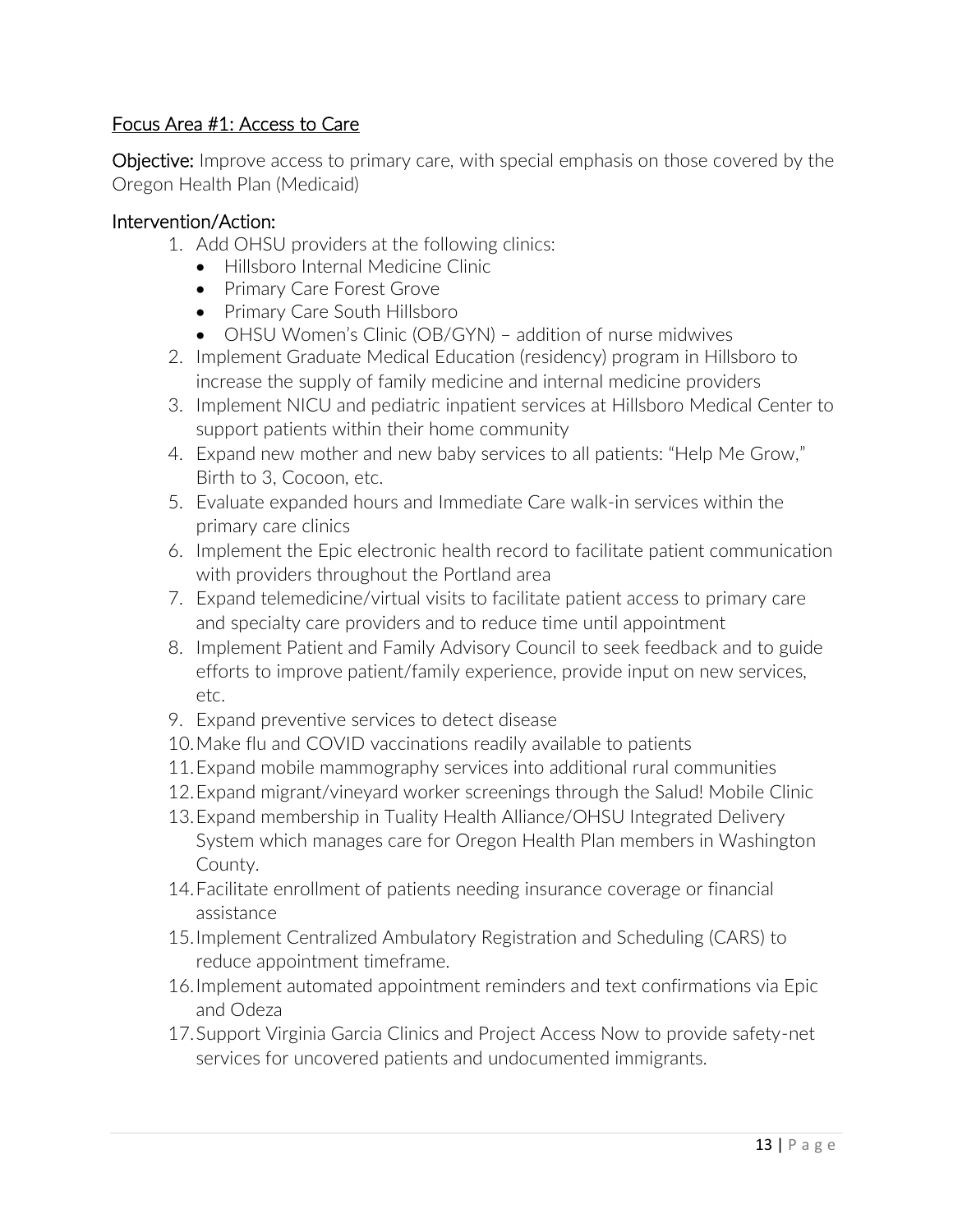## Focus Area #1: Access to Care

**Objective:** Improve access to primary care, with special emphasis on those covered by the Oregon Health Plan (Medicaid)

### Intervention/Action:

1. Add OHSU providers at the following clinics:
   - Hillsboro Internal Medicine Clinic
   - Primary Care Forest Grove
   - Primary Care South Hillsboro
   - OHSU Women's Clinic (OB/GYN) – addition of nurse midwives
2. Implement Graduate Medical Education (residency) program in Hillsboro to increase the supply of family medicine and internal medicine providers
3. Implement NICU and pediatric inpatient services at Hillsboro Medical Center to support patients within their home community
4. Expand new mother and new baby services to all patients: "Help Me Grow," Birth to 3, Cocoon, etc.
5. Evaluate expanded hours and Immediate Care walk-in services within the primary care clinics
6. Implement the Epic electronic health record to facilitate patient communication with providers throughout the Portland area
7. Expand telemedicine/virtual visits to facilitate patient access to primary care and specialty care providers and to reduce time until appointment
8. Implement Patient and Family Advisory Council to seek feedback and to guide efforts to improve patient/family experience, provide input on new services, etc.
9. Expand preventive services to detect disease
10. Make flu and COVID vaccinations readily available to patients
11. Expand mobile mammography services into additional rural communities
12. Expand migrant/vineyard worker screenings through the Salud! Mobile Clinic
13. Expand membership in Tuality Health Alliance/OHSU Integrated Delivery System which manages care for Oregon Health Plan members in Washington County.
14. Facilitate enrollment of patients needing insurance coverage or financial assistance
15. Implement Centralized Ambulatory Registration and Scheduling (CARS) to reduce appointment timeframe.
16. Implement automated appointment reminders and text confirmations via Epic and Odeza
17. Support Virginia Garcia Clinics and Project Access Now to provide safety-net services for uncovered patients and undocumented immigrants.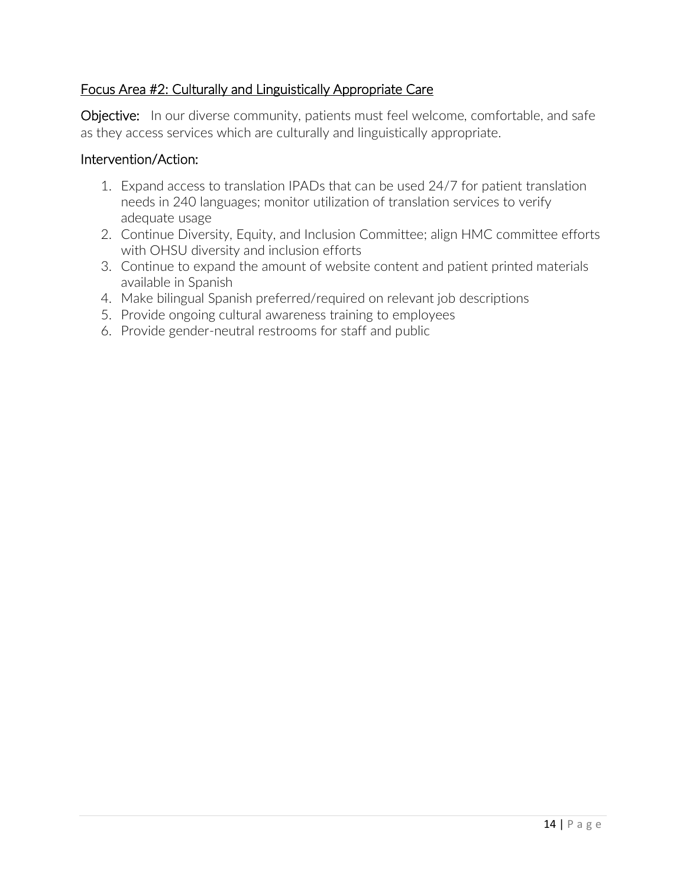## Focus Area #2: Culturally and Linguistically Appropriate Care

**Objective:** In our diverse community, patients must feel welcome, comfortable, and safe as they access services which are culturally and linguistically appropriate.

### Intervention/Action:

1. Expand access to translation IPADs that can be used 24/7 for patient translation needs in 240 languages; monitor utilization of translation services to verify adequate usage
2. Continue Diversity, Equity, and Inclusion Committee; align HMC committee efforts with OHSU diversity and inclusion efforts
3. Continue to expand the amount of website content and patient printed materials available in Spanish
4. Make bilingual Spanish preferred/required on relevant job descriptions
5. Provide ongoing cultural awareness training to employees
6. Provide gender-neutral restrooms for staff and public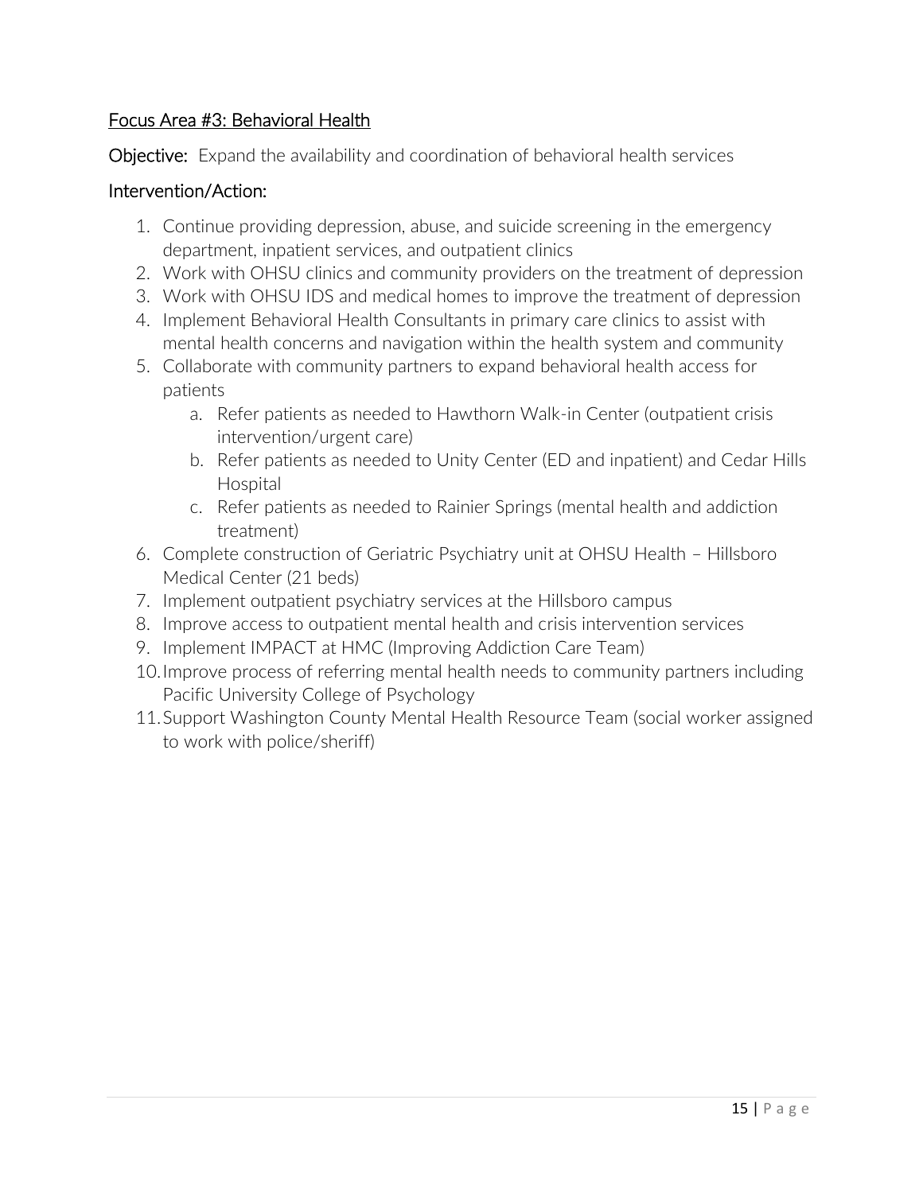## Focus Area #3: Behavioral Health

**Objective:** Expand the availability and coordination of behavioral health services

**Intervention/Action:**

1. Continue providing depression, abuse, and suicide screening in the emergency department, inpatient services, and outpatient clinics
2. Work with OHSU clinics and community providers on the treatment of depression
3. Work with OHSU IDS and medical homes to improve the treatment of depression
4. Implement Behavioral Health Consultants in primary care clinics to assist with mental health concerns and navigation within the health system and community
5. Collaborate with community partners to expand behavioral health access for patients
    a. Refer patients as needed to Hawthorn Walk-in Center (outpatient crisis intervention/urgent care)
    b. Refer patients as needed to Unity Center (ED and inpatient) and Cedar Hills Hospital
    c. Refer patients as needed to Rainier Springs (mental health and addiction treatment)
6. Complete construction of Geriatric Psychiatry unit at OHSU Health – Hillsboro Medical Center (21 beds)
7. Implement outpatient psychiatry services at the Hillsboro campus
8. Improve access to outpatient mental health and crisis intervention services
9. Implement IMPACT at HMC (Improving Addiction Care Team)
10. Improve process of referring mental health needs to community partners including Pacific University College of Psychology
11. Support Washington County Mental Health Resource Team (social worker assigned to work with police/sheriff)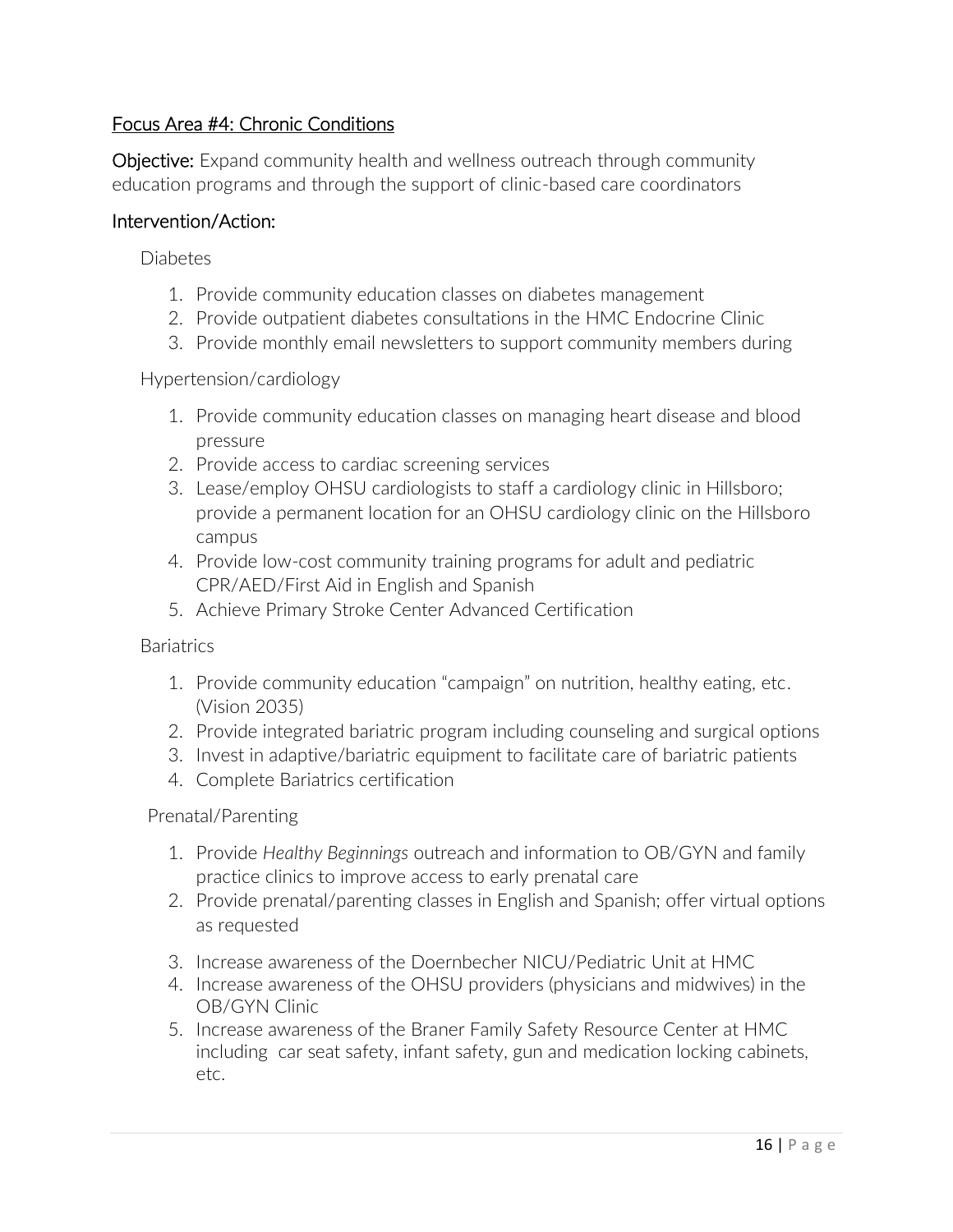## Focus Area #4: Chronic Conditions

**Objective:** Expand community health and wellness outreach through community education programs and through the support of clinic-based care coordinators

### Intervention/Action:

Diabetes

1. Provide community education classes on diabetes management
2. Provide outpatient diabetes consultations in the HMC Endocrine Clinic
3. Provide monthly email newsletters to support community members during

Hypertension/cardiology

1. Provide community education classes on managing heart disease and blood pressure
2. Provide access to cardiac screening services
3. Lease/employ OHSU cardiologists to staff a cardiology clinic in Hillsboro; provide a permanent location for an OHSU cardiology clinic on the Hillsboro campus
4. Provide low-cost community training programs for adult and pediatric CPR/AED/First Aid in English and Spanish
5. Achieve Primary Stroke Center Advanced Certification

Bariatrics

1. Provide community education "campaign" on nutrition, healthy eating, etc. (Vision 2035)
2. Provide integrated bariatric program including counseling and surgical options
3. Invest in adaptive/bariatric equipment to facilitate care of bariatric patients
4. Complete Bariatrics certification

Prenatal/Parenting

1. Provide *Healthy Beginnings* outreach and information to OB/GYN and family practice clinics to improve access to early prenatal care
2. Provide prenatal/parenting classes in English and Spanish; offer virtual options as requested
3. Increase awareness of the Doernbecher NICU/Pediatric Unit at HMC
4. Increase awareness of the OHSU providers (physicians and midwives) in the OB/GYN Clinic
5. Increase awareness of the Braner Family Safety Resource Center at HMC including car seat safety, infant safety, gun and medication locking cabinets, etc.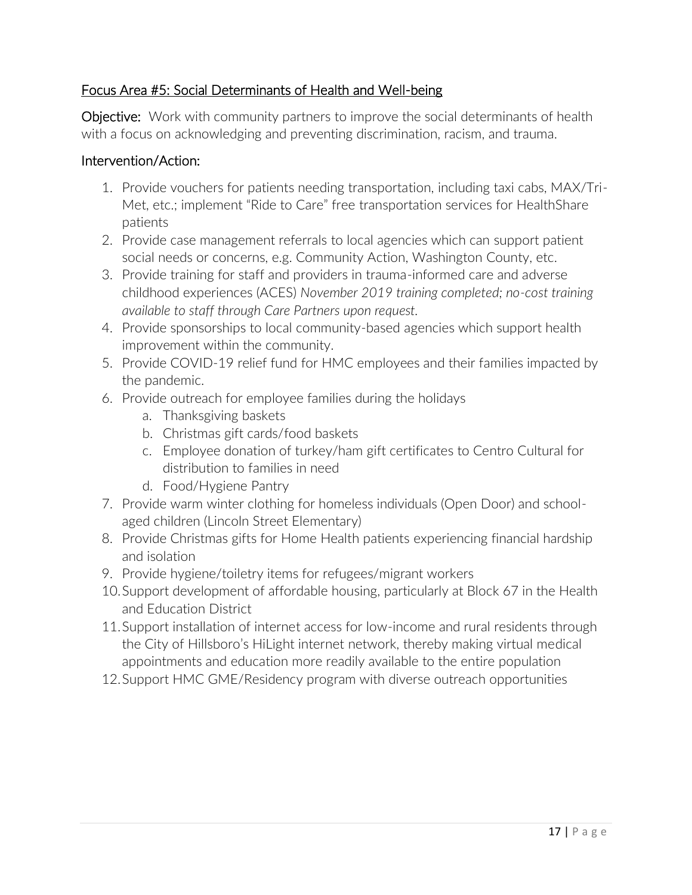## Focus Area #5: Social Determinants of Health and Well-being

**Objective:** Work with community partners to improve the social determinants of health with a focus on acknowledging and preventing discrimination, racism, and trauma.

### Intervention/Action:

1. Provide vouchers for patients needing transportation, including taxi cabs, MAX/Tri-Met, etc.; implement "Ride to Care" free transportation services for HealthShare patients
2. Provide case management referrals to local agencies which can support patient social needs or concerns, e.g. Community Action, Washington County, etc.
3. Provide training for staff and providers in trauma-informed care and adverse childhood experiences (ACES) *November 2019 training completed; no-cost training available to staff through Care Partners upon request.*
4. Provide sponsorships to local community-based agencies which support health improvement within the community.
5. Provide COVID-19 relief fund for HMC employees and their families impacted by the pandemic.
6. Provide outreach for employee families during the holidays
    a. Thanksgiving baskets
    b. Christmas gift cards/food baskets
    c. Employee donation of turkey/ham gift certificates to Centro Cultural for distribution to families in need
    d. Food/Hygiene Pantry
7. Provide warm winter clothing for homeless individuals (Open Door) and school-aged children (Lincoln Street Elementary)
8. Provide Christmas gifts for Home Health patients experiencing financial hardship and isolation
9. Provide hygiene/toiletry items for refugees/migrant workers
10. Support development of affordable housing, particularly at Block 67 in the Health and Education District
11. Support installation of internet access for low-income and rural residents through the City of Hillsboro's HiLight internet network, thereby making virtual medical appointments and education more readily available to the entire population
12. Support HMC GME/Residency program with diverse outreach opportunities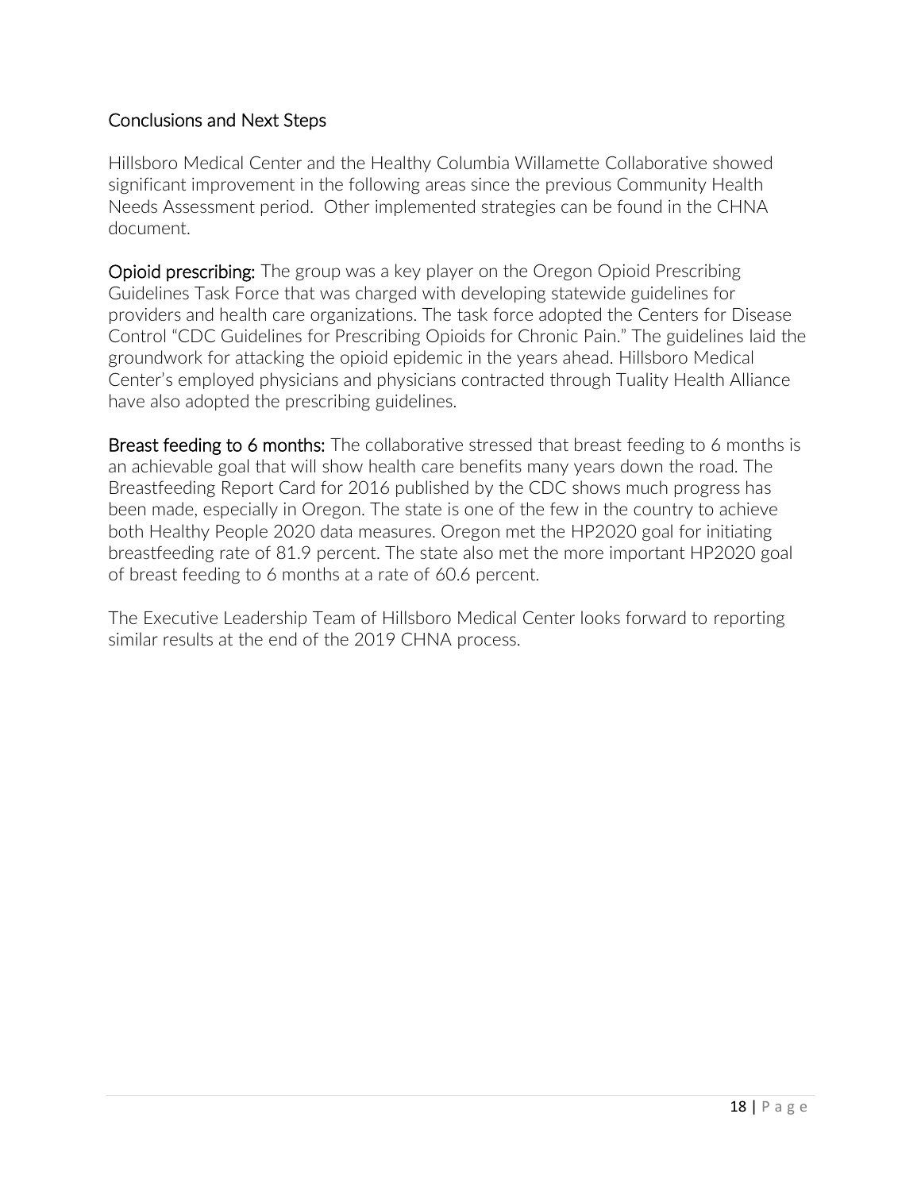## Conclusions and Next Steps

Hillsboro Medical Center and the Healthy Columbia Willamette Collaborative showed significant improvement in the following areas since the previous Community Health Needs Assessment period. Other implemented strategies can be found in the CHNA document.

**Opioid prescribing:** The group was a key player on the Oregon Opioid Prescribing Guidelines Task Force that was charged with developing statewide guidelines for providers and health care organizations. The task force adopted the Centers for Disease Control "CDC Guidelines for Prescribing Opioids for Chronic Pain." The guidelines laid the groundwork for attacking the opioid epidemic in the years ahead. Hillsboro Medical Center's employed physicians and physicians contracted through Tuality Health Alliance have also adopted the prescribing guidelines.

**Breast feeding to 6 months:** The collaborative stressed that breast feeding to 6 months is an achievable goal that will show health care benefits many years down the road. The Breastfeeding Report Card for 2016 published by the CDC shows much progress has been made, especially in Oregon. The state is one of the few in the country to achieve both Healthy People 2020 data measures. Oregon met the HP2020 goal for initiating breastfeeding rate of 81.9 percent. The state also met the more important HP2020 goal of breast feeding to 6 months at a rate of 60.6 percent.

The Executive Leadership Team of Hillsboro Medical Center looks forward to reporting similar results at the end of the 2019 CHNA process.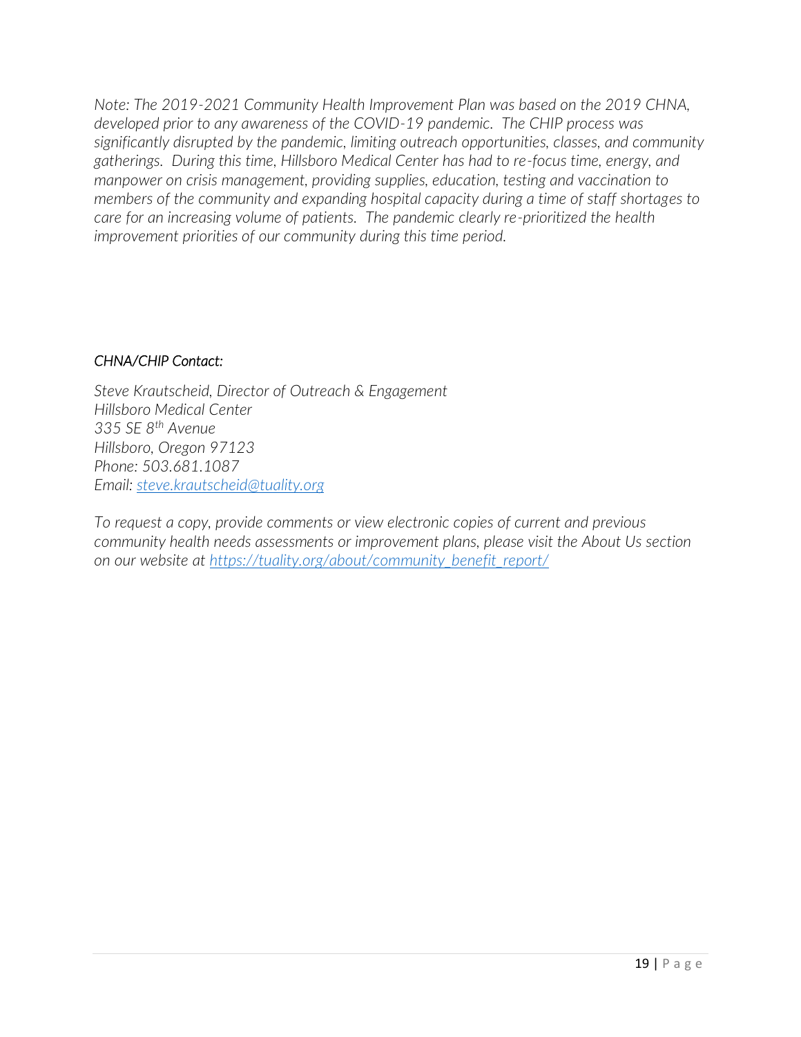*Note: The 2019-2021 Community Health Improvement Plan was based on the 2019 CHNA, developed prior to any awareness of the COVID-19 pandemic. The CHIP process was significantly disrupted by the pandemic, limiting outreach opportunities, classes, and community gatherings. During this time, Hillsboro Medical Center has had to re-focus time, energy, and manpower on crisis management, providing supplies, education, testing and vaccination to members of the community and expanding hospital capacity during a time of staff shortages to care for an increasing volume of patients. The pandemic clearly re-prioritized the health improvement priorities of our community during this time period.*

*CHNA/CHIP Contact:*

*Steve Krautscheid, Director of Outreach & Engagement*
*Hillsboro Medical Center*
*335 SE 8th Avenue*
*Hillsboro, Oregon 97123*
*Phone: 503.681.1087*
*Email: steve.krautscheid@tuality.org*

*To request a copy, provide comments or view electronic copies of current and previous community health needs assessments or improvement plans, please visit the About Us section on our website at https://tuality.org/about/community_benefit_report/*